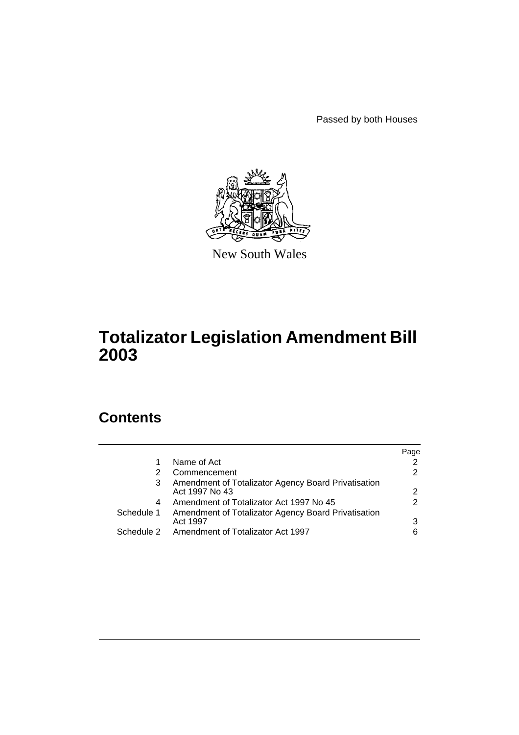Passed by both Houses

New South Wales

# Totalizator Legislation Amendment Bill 2003

## Contents

| | | Page |
|---|---|---|
| 1 | Name of Act | 2 |
| 2 | Commencement | 2 |
| 3 | Amendment of Totalizator Agency Board Privatisation Act 1997 No 43 | 2 |
| 4 | Amendment of Totalizator Act 1997 No 45 | 2 |
| Schedule 1 | Amendment of Totalizator Agency Board Privatisation Act 1997 | 3 |
| Schedule 2 | Amendment of Totalizator Act 1997 | 6 |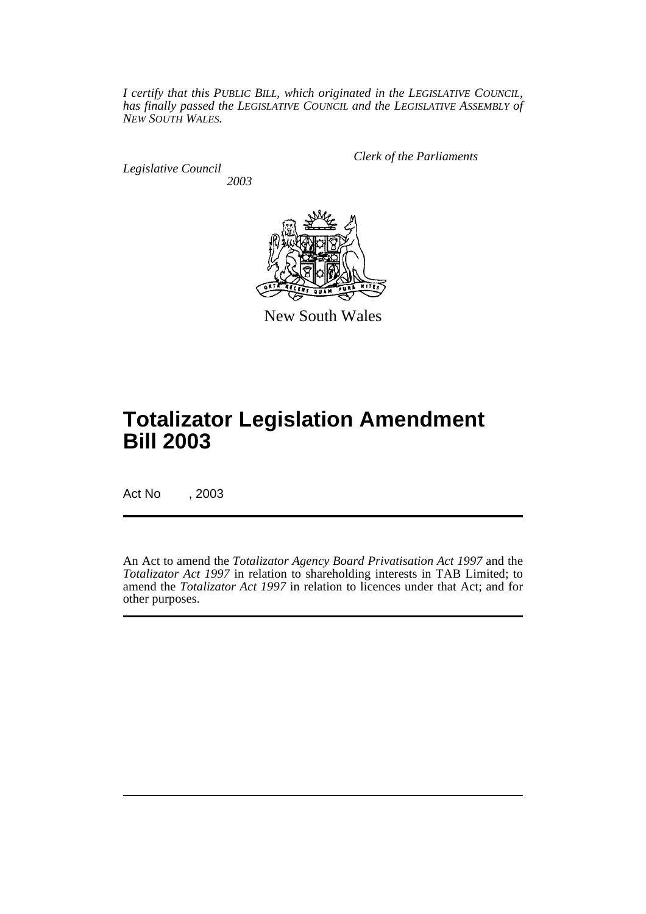*I certify that this PUBLIC BILL, which originated in the LEGISLATIVE COUNCIL, has finally passed the LEGISLATIVE COUNCIL and the LEGISLATIVE ASSEMBLY of NEW SOUTH WALES.*

*Clerk of the Parliaments*

*Legislative Council*

*2003*

New South Wales

# Totalizator Legislation Amendment Bill 2003

Act No , 2003

An Act to amend the *Totalizator Agency Board Privatisation Act 1997* and the *Totalizator Act 1997* in relation to shareholding interests in TAB Limited; to amend the *Totalizator Act 1997* in relation to licences under that Act; and for other purposes.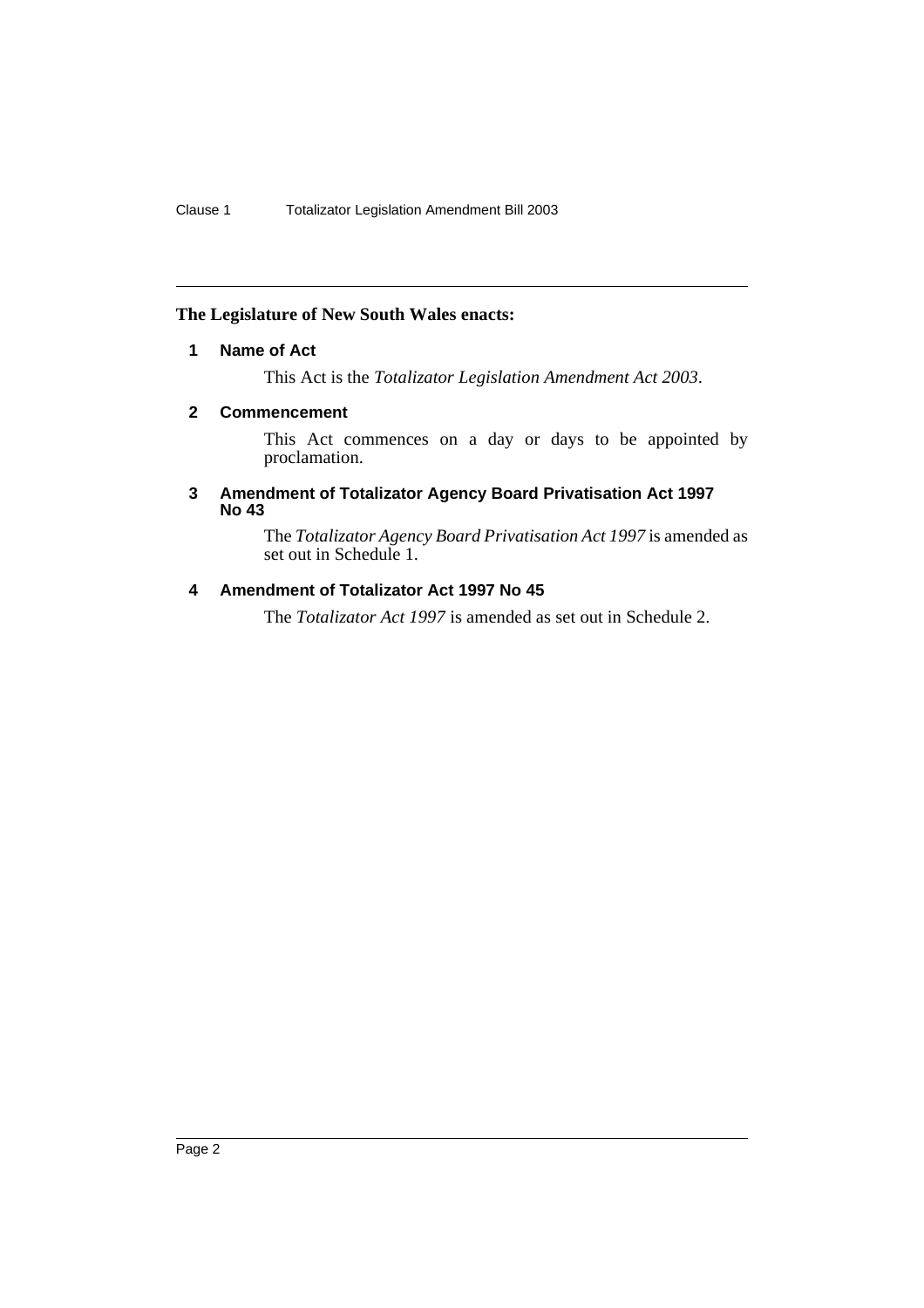**The Legislature of New South Wales enacts:**

### 1 Name of Act

This Act is the *Totalizator Legislation Amendment Act 2003*.

### 2 Commencement

This Act commences on a day or days to be appointed by proclamation.

### 3 Amendment of Totalizator Agency Board Privatisation Act 1997 No 43

The *Totalizator Agency Board Privatisation Act 1997* is amended as set out in Schedule 1.

### 4 Amendment of Totalizator Act 1997 No 45

The *Totalizator Act 1997* is amended as set out in Schedule 2.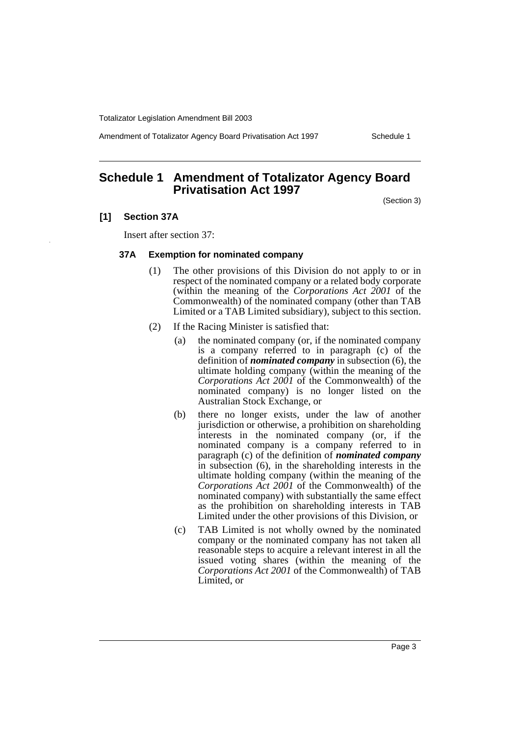# Schedule 1 Amendment of Totalizator Agency Board Privatisation Act 1997

(Section 3)

**[1] Section 37A**

Insert after section 37:

**37A Exemption for nominated company**

(1) The other provisions of this Division do not apply to or in respect of the nominated company or a related body corporate (within the meaning of the *Corporations Act 2001* of the Commonwealth) of the nominated company (other than TAB Limited or a TAB Limited subsidiary), subject to this section.

(2) If the Racing Minister is satisfied that:

(a) the nominated company (or, if the nominated company is a company referred to in paragraph (c) of the definition of ***nominated company*** in subsection (6), the ultimate holding company (within the meaning of the *Corporations Act 2001* of the Commonwealth) of the nominated company) is no longer listed on the Australian Stock Exchange, or

(b) there no longer exists, under the law of another jurisdiction or otherwise, a prohibition on shareholding interests in the nominated company (or, if the nominated company is a company referred to in paragraph (c) of the definition of ***nominated company*** in subsection (6), in the shareholding interests in the ultimate holding company (within the meaning of the *Corporations Act 2001* of the Commonwealth) of the nominated company) with substantially the same effect as the prohibition on shareholding interests in TAB Limited under the other provisions of this Division, or

(c) TAB Limited is not wholly owned by the nominated company or the nominated company has not taken all reasonable steps to acquire a relevant interest in all the issued voting shares (within the meaning of the *Corporations Act 2001* of the Commonwealth) of TAB Limited, or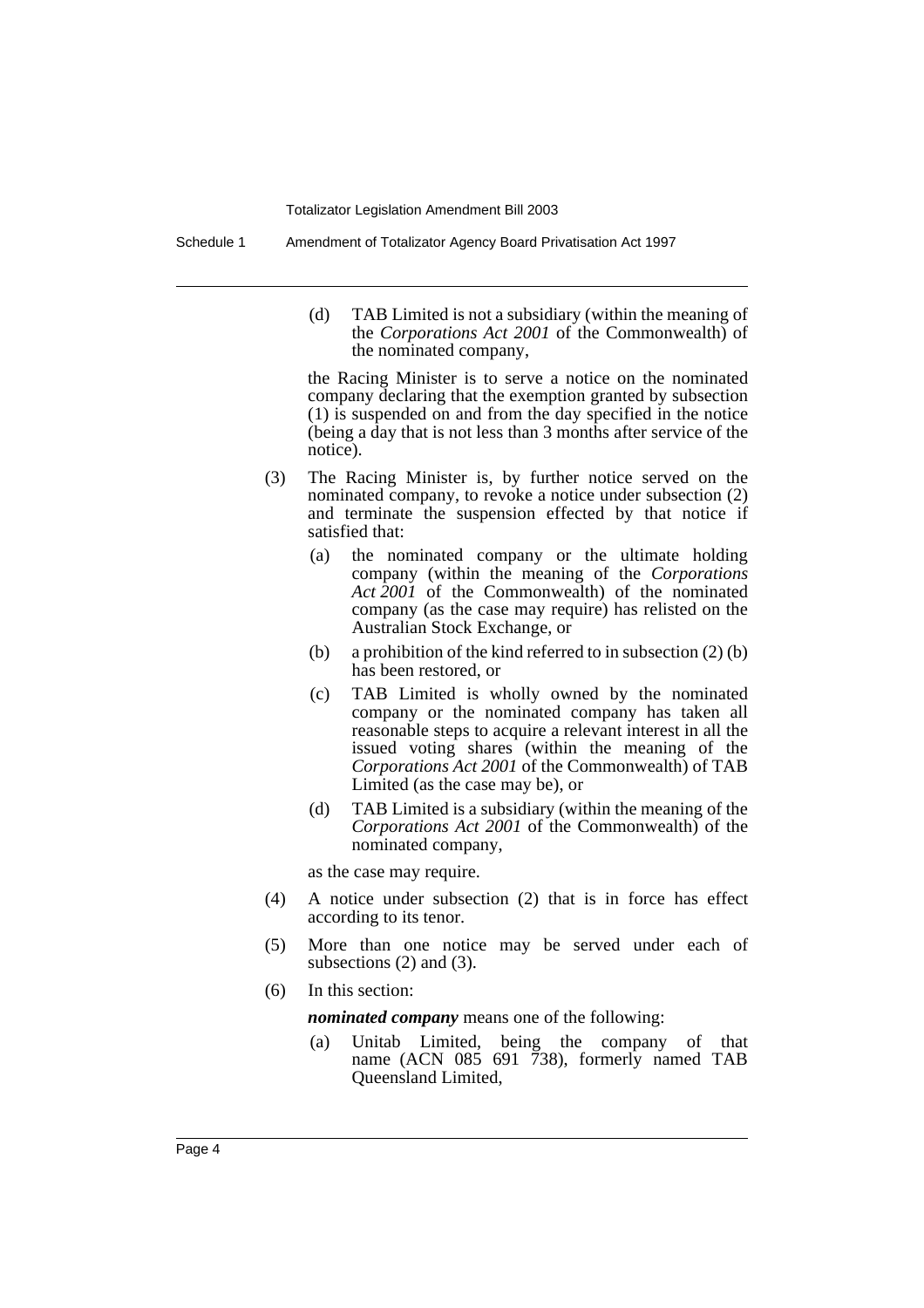(d) TAB Limited is not a subsidiary (within the meaning of the *Corporations Act 2001* of the Commonwealth) of the nominated company,

the Racing Minister is to serve a notice on the nominated company declaring that the exemption granted by subsection (1) is suspended on and from the day specified in the notice (being a day that is not less than 3 months after service of the notice).

(3) The Racing Minister is, by further notice served on the nominated company, to revoke a notice under subsection (2) and terminate the suspension effected by that notice if satisfied that:

(a) the nominated company or the ultimate holding company (within the meaning of the *Corporations Act 2001* of the Commonwealth) of the nominated company (as the case may require) has relisted on the Australian Stock Exchange, or

(b) a prohibition of the kind referred to in subsection (2) (b) has been restored, or

(c) TAB Limited is wholly owned by the nominated company or the nominated company has taken all reasonable steps to acquire a relevant interest in all the issued voting shares (within the meaning of the *Corporations Act 2001* of the Commonwealth) of TAB Limited (as the case may be), or

(d) TAB Limited is a subsidiary (within the meaning of the *Corporations Act 2001* of the Commonwealth) of the nominated company,

as the case may require.

(4) A notice under subsection (2) that is in force has effect according to its tenor.

(5) More than one notice may be served under each of subsections (2) and (3).

(6) In this section:

***nominated company*** means one of the following:

(a) Unitab Limited, being the company of that name (ACN 085 691 738), formerly named TAB Queensland Limited,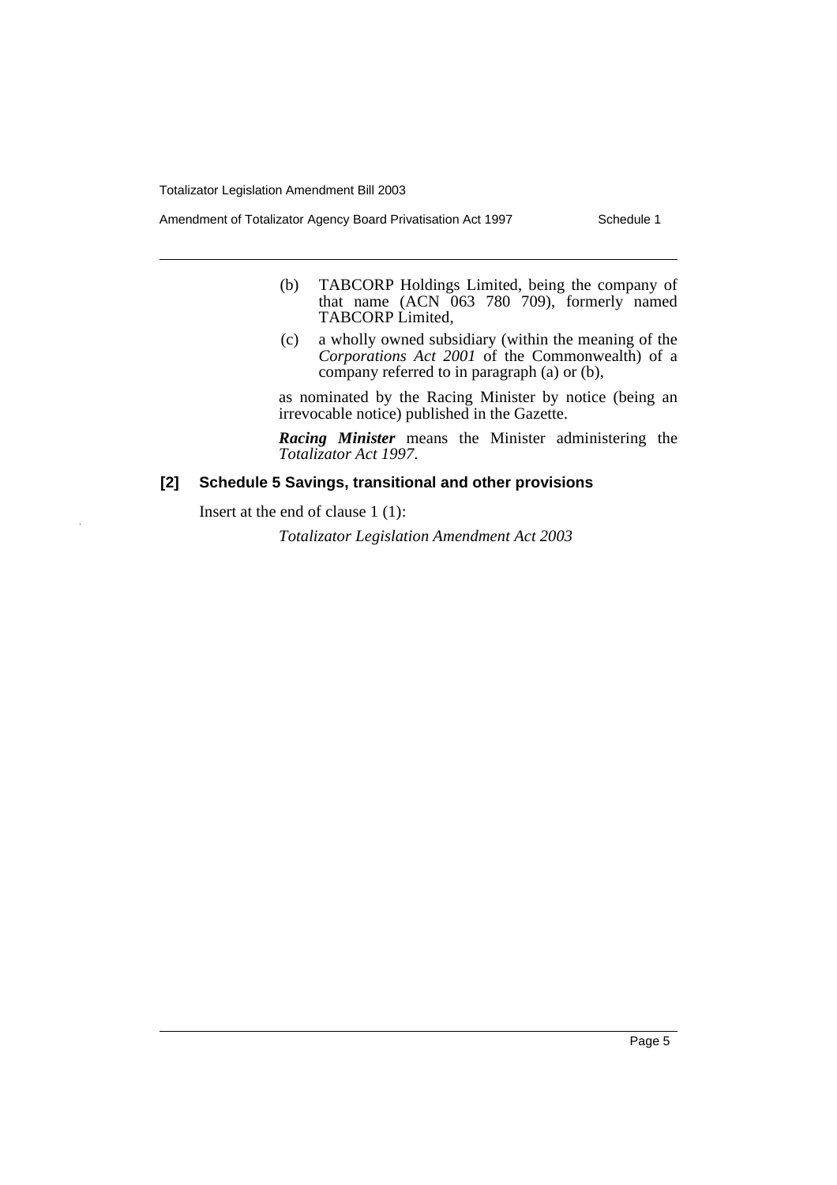(b) TABCORP Holdings Limited, being the company of that name (ACN 063 780 709), formerly named TABCORP Limited,

(c) a wholly owned subsidiary (within the meaning of the *Corporations Act 2001* of the Commonwealth) of a company referred to in paragraph (a) or (b),

as nominated by the Racing Minister by notice (being an irrevocable notice) published in the Gazette.

***Racing Minister*** means the Minister administering the *Totalizator Act 1997*.

### [2] Schedule 5 Savings, transitional and other provisions

Insert at the end of clause 1 (1):

*Totalizator Legislation Amendment Act 2003*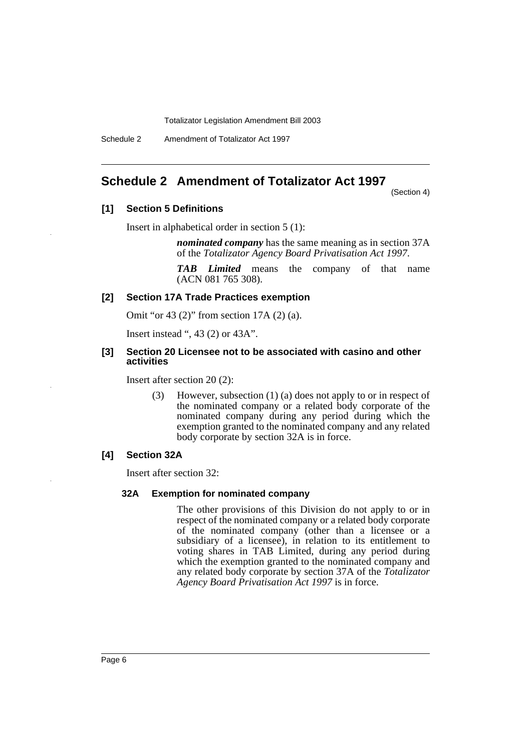## Schedule 2 Amendment of Totalizator Act 1997

(Section 4)

### [1] Section 5 Definitions

Insert in alphabetical order in section 5 (1):

> ***nominated company*** has the same meaning as in section 37A of the *Totalizator Agency Board Privatisation Act 1997*.
>
> ***TAB Limited*** means the company of that name (ACN 081 765 308).

### [2] Section 17A Trade Practices exemption

Omit "or 43 (2)" from section 17A (2) (a).

Insert instead ", 43 (2) or 43A".

### [3] Section 20 Licensee not to be associated with casino and other activities

Insert after section 20 (2):

> (3) However, subsection (1) (a) does not apply to or in respect of the nominated company or a related body corporate of the nominated company during any period during which the exemption granted to the nominated company and any related body corporate by section 32A is in force.

### [4] Section 32A

Insert after section 32:

> **32A Exemption for nominated company**
>
> The other provisions of this Division do not apply to or in respect of the nominated company or a related body corporate of the nominated company (other than a licensee or a subsidiary of a licensee), in relation to its entitlement to voting shares in TAB Limited, during any period during which the exemption granted to the nominated company and any related body corporate by section 37A of the *Totalizator Agency Board Privatisation Act 1997* is in force.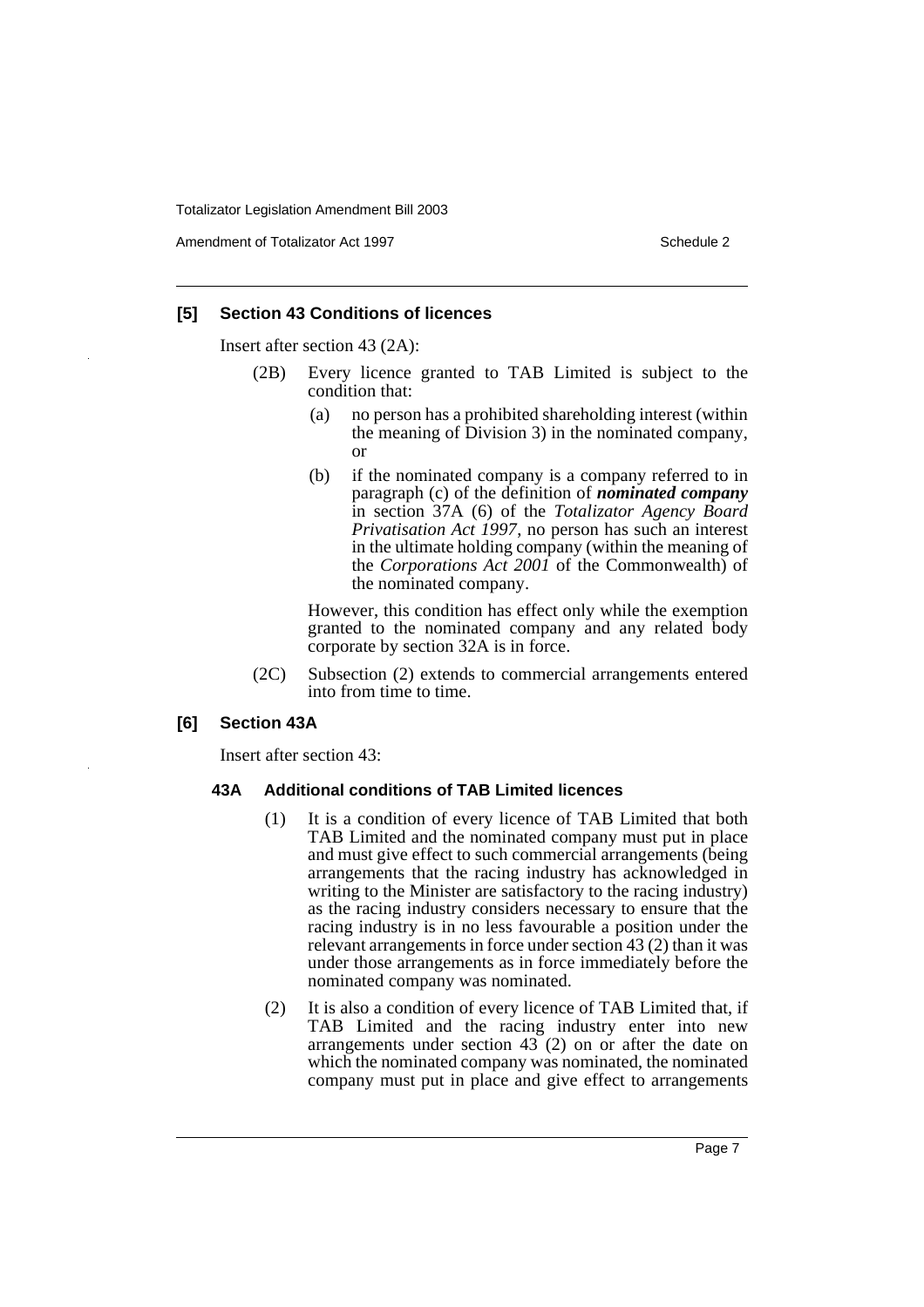### [5] Section 43 Conditions of licences

Insert after section 43 (2A):

(2B) Every licence granted to TAB Limited is subject to the condition that:

(a) no person has a prohibited shareholding interest (within the meaning of Division 3) in the nominated company, or

(b) if the nominated company is a company referred to in paragraph (c) of the definition of ***nominated company*** in section 37A (6) of the *Totalizator Agency Board Privatisation Act 1997*, no person has such an interest in the ultimate holding company (within the meaning of the *Corporations Act 2001* of the Commonwealth) of the nominated company.

However, this condition has effect only while the exemption granted to the nominated company and any related body corporate by section 32A is in force.

(2C) Subsection (2) extends to commercial arrangements entered into from time to time.

### [6] Section 43A

Insert after section 43:

#### 43A Additional conditions of TAB Limited licences

(1) It is a condition of every licence of TAB Limited that both TAB Limited and the nominated company must put in place and must give effect to such commercial arrangements (being arrangements that the racing industry has acknowledged in writing to the Minister are satisfactory to the racing industry) as the racing industry considers necessary to ensure that the racing industry is in no less favourable a position under the relevant arrangements in force under section 43 (2) than it was under those arrangements as in force immediately before the nominated company was nominated.

(2) It is also a condition of every licence of TAB Limited that, if TAB Limited and the racing industry enter into new arrangements under section 43 (2) on or after the date on which the nominated company was nominated, the nominated company must put in place and give effect to arrangements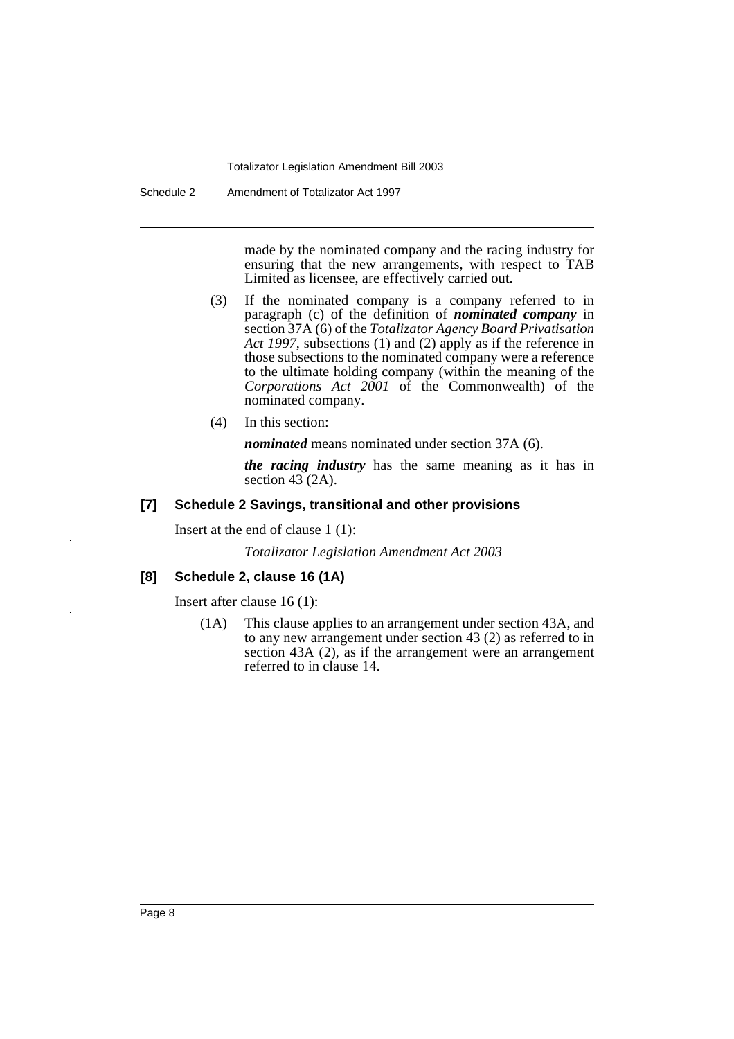made by the nominated company and the racing industry for ensuring that the new arrangements, with respect to TAB Limited as licensee, are effectively carried out.

(3) If the nominated company is a company referred to in paragraph (c) of the definition of ***nominated company*** in section 37A (6) of the *Totalizator Agency Board Privatisation Act 1997*, subsections (1) and (2) apply as if the reference in those subsections to the nominated company were a reference to the ultimate holding company (within the meaning of the *Corporations Act 2001* of the Commonwealth) of the nominated company.

(4) In this section:

***nominated*** means nominated under section 37A (6).

***the racing industry*** has the same meaning as it has in section 43 (2A).

**[7] Schedule 2 Savings, transitional and other provisions**

Insert at the end of clause 1 (1):

*Totalizator Legislation Amendment Act 2003*

**[8] Schedule 2, clause 16 (1A)**

Insert after clause 16 (1):

(1A) This clause applies to an arrangement under section 43A, and to any new arrangement under section 43 (2) as referred to in section 43A (2), as if the arrangement were an arrangement referred to in clause 14.